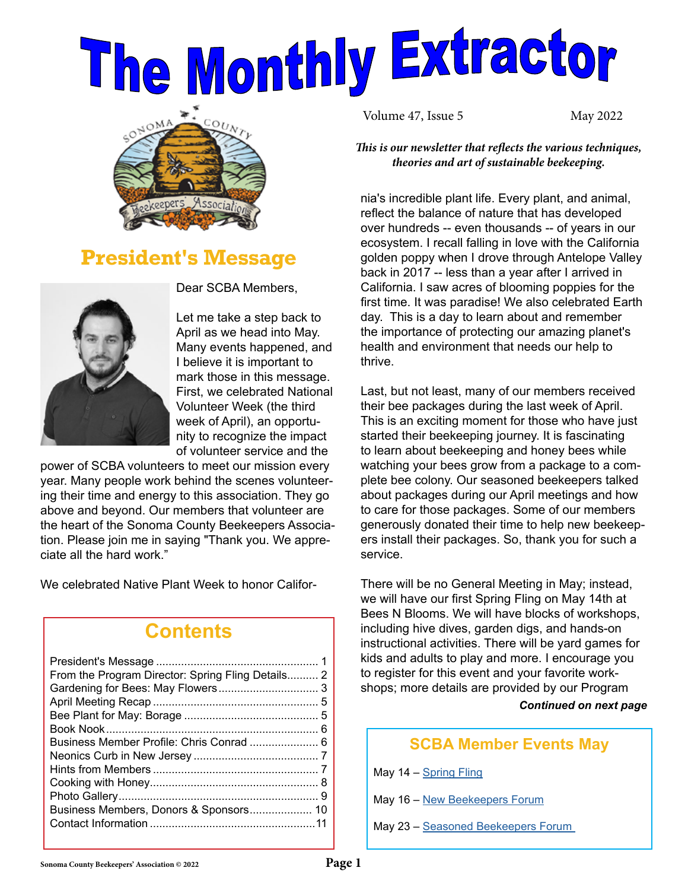# The Monthly Extractor

Volume 47, Issue 5 May 2022

*This is our newsletter that reflects the various techniques, theories and art of sustainable beekeeping.*

## President's Message

Dear SCBA Members,

Let me take a step back to April as we head into May. Many events happened, and I believe it is important to mark those in this message. First, we celebrated National Volunteer Week (the third week of April), an opportunity to recognize the impact of volunteer service and the power of SCBA volunteers to meet our mission every year. Many people work behind the scenes volunteering their time and energy to this association. They go above and beyond. Our members that volunteer are the heart of the Sonoma County Beekeepers Association. Please join me in saying "Thank you. We appreciate all the hard work."

We celebrated Native Plant Week to honor California's incredible plant life. Every plant, and animal, reflect the balance of nature that has developed over hundreds -- even thousands -- of years in our ecosystem. I recall falling in love with the California golden poppy when I drove through Antelope Valley back in 2017 -- less than a year after I arrived in California. I saw acres of blooming poppies for the first time. It was paradise! We also celebrated Earth day. This is a day to learn about and remember the importance of protecting our amazing planet's health and environment that needs our help to thrive.

Last, but not least, many of our members received their bee packages during the last week of April. This is an exciting moment for those who have just started their beekeeping journey. It is fascinating to learn about beekeeping and honey bees while watching your bees grow from a package to a complete bee colony. Our seasoned beekeepers talked about packages during our April meetings and how to care for those packages. Some of our members generously donated their time to help new beekeepers install their packages. So, thank you for such a service.

There will be no General Meeting in May; instead, we will have our first Spring Fling on May 14th at Bees N Blooms. We will have blocks of workshops, including hive dives, garden digs, and hands-on instructional activities. There will be yard games for kids and adults to play and more. I encourage you to register for this event and your favorite workshops; more details are provided by our Program

***Continued on next page***

## Contents

| | |
|---|---|
| President's Message | 1 |
| From the Program Director: Spring Fling Details | 2 |
| Gardening for Bees: May Flowers | 3 |
| April Meeting Recap | 5 |
| Bee Plant for May: Borage | 5 |
| Book Nook | 6 |
| Business Member Profile: Chris Conrad | 6 |
| Neonics Curb in New Jersey | 7 |
| Hints from Members | 7 |
| Cooking with Honey | 8 |
| Photo Gallery | 9 |
| Business Members, Donors & Sponsors | 10 |
| Contact Information | 11 |

## SCBA Member Events May

May 14 – Spring Fling

May 16 – New Beekeepers Forum

May 23 – Seasoned Beekeepers Forum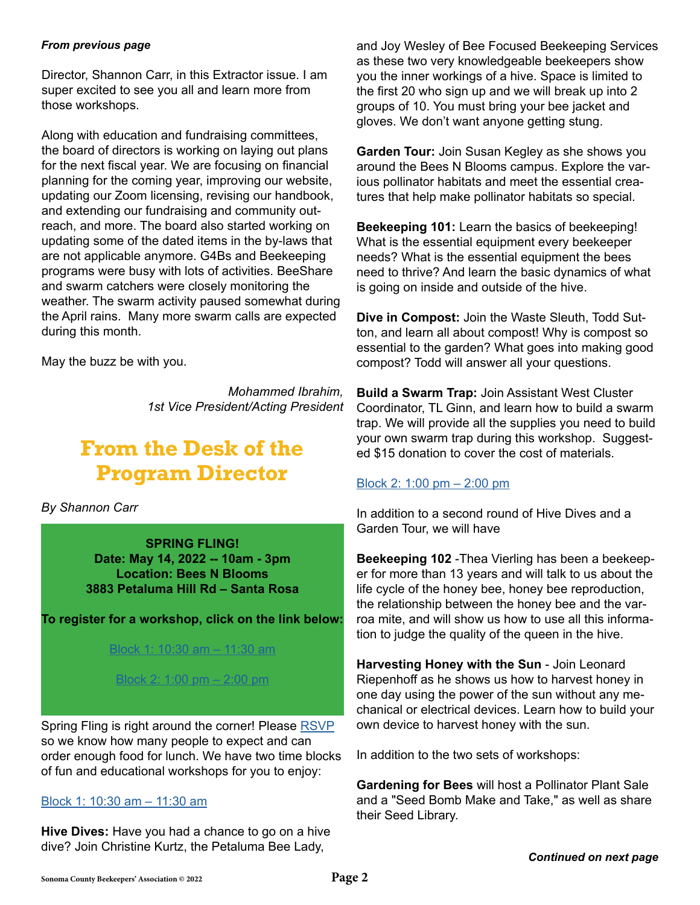*From previous page*

Director, Shannon Carr, in this Extractor issue. I am super excited to see you all and learn more from those workshops.

Along with education and fundraising committees, the board of directors is working on laying out plans for the next fiscal year. We are focusing on financial planning for the coming year, improving our website, updating our Zoom licensing, revising our handbook, and extending our fundraising and community outreach, and more. The board also started working on updating some of the dated items in the by-laws that are not applicable anymore. G4Bs and Beekeeping programs were busy with lots of activities. BeeShare and swarm catchers were closely monitoring the weather. The swarm activity paused somewhat during the April rains. Many more swarm calls are expected during this month.

May the buzz be with you.

*Mohammed Ibrahim,*
*1st Vice President/Acting President*

# From the Desk of the Program Director

*By Shannon Carr*

**SPRING FLING!**
**Date: May 14, 2022 -- 10am - 3pm**
**Location: Bees N Blooms**
**3883 Petaluma Hill Rd – Santa Rosa**

**To register for a workshop, click on the link below:**

Block 1: 10:30 am – 11:30 am

Block 2: 1:00 pm – 2:00 pm

Spring Fling is right around the corner! Please RSVP so we know how many people to expect and can order enough food for lunch. We have two time blocks of fun and educational workshops for you to enjoy:

Block 1: 10:30 am – 11:30 am

**Hive Dives:** Have you had a chance to go on a hive dive? Join Christine Kurtz, the Petaluma Bee Lady, and Joy Wesley of Bee Focused Beekeeping Services as these two very knowledgeable beekeepers show you the inner workings of a hive. Space is limited to the first 20 who sign up and we will break up into 2 groups of 10. You must bring your bee jacket and gloves. We don't want anyone getting stung.

**Garden Tour:** Join Susan Kegley as she shows you around the Bees N Blooms campus. Explore the various pollinator habitats and meet the essential creatures that help make pollinator habitats so special.

**Beekeeping 101:** Learn the basics of beekeeping! What is the essential equipment every beekeeper needs? What is the essential equipment the bees need to thrive? And learn the basic dynamics of what is going on inside and outside of the hive.

**Dive in Compost:** Join the Waste Sleuth, Todd Sutton, and learn all about compost! Why is compost so essential to the garden? What goes into making good compost? Todd will answer all your questions.

**Build a Swarm Trap:** Join Assistant West Cluster Coordinator, TL Ginn, and learn how to build a swarm trap. We will provide all the supplies you need to build your own swarm trap during this workshop. Suggested $15 donation to cover the cost of materials.

Block 2: 1:00 pm – 2:00 pm

In addition to a second round of Hive Dives and a Garden Tour, we will have

**Beekeeping 102** -Thea Vierling has been a beekeeper for more than 13 years and will talk to us about the life cycle of the honey bee, honey bee reproduction, the relationship between the honey bee and the varroa mite, and will show us how to use all this information to judge the quality of the queen in the hive.

**Harvesting Honey with the Sun** - Join Leonard Riepenhoff as he shows us how to harvest honey in one day using the power of the sun without any mechanical or electrical devices. Learn how to build your own device to harvest honey with the sun.

In addition to the two sets of workshops:

**Gardening for Bees** will host a Pollinator Plant Sale and a "Seed Bomb Make and Take," as well as share their Seed Library.

***Continued on next page***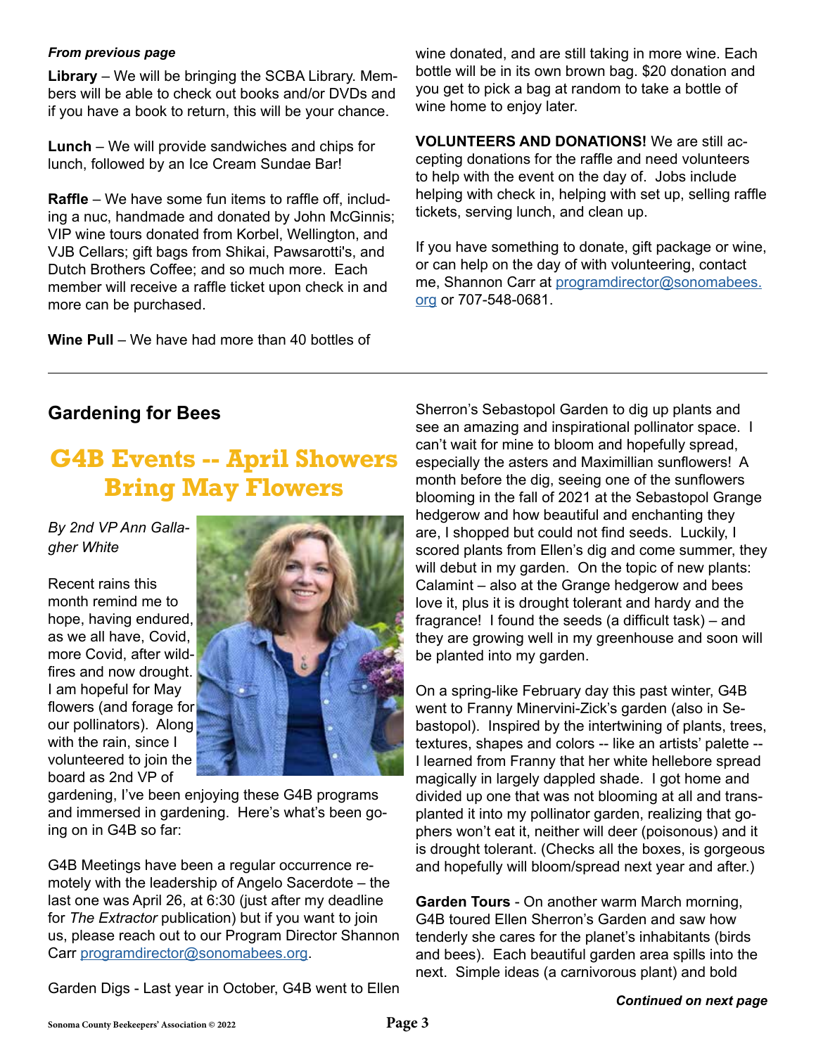***From previous page***

**Library** – We will be bringing the SCBA Library. Members will be able to check out books and/or DVDs and if you have a book to return, this will be your chance.

**Lunch** – We will provide sandwiches and chips for lunch, followed by an Ice Cream Sundae Bar!

**Raffle** – We have some fun items to raffle off, including a nuc, handmade and donated by John McGinnis; VIP wine tours donated from Korbel, Wellington, and VJB Cellars; gift bags from Shikai, Pawsarotti's, and Dutch Brothers Coffee; and so much more. Each member will receive a raffle ticket upon check in and more can be purchased.

**Wine Pull** – We have had more than 40 bottles of wine donated, and are still taking in more wine. Each bottle will be in its own brown bag. $20 donation and you get to pick a bag at random to take a bottle of wine home to enjoy later.

**VOLUNTEERS AND DONATIONS!** We are still accepting donations for the raffle and need volunteers to help with the event on the day of. Jobs include helping with check in, helping with set up, selling raffle tickets, serving lunch, and clean up.

If you have something to donate, gift package or wine, or can help on the day of with volunteering, contact me, Shannon Carr at programdirector@sonomabees.org or 707-548-0681.

---

## Gardening for Bees

# G4B Events -- April Showers Bring May Flowers

*By 2nd VP Ann Gallagher White*

Recent rains this month remind me to hope, having endured, as we all have, Covid, more Covid, after wildfires and now drought. I am hopeful for May flowers (and forage for our pollinators). Along with the rain, since I volunteered to join the board as 2nd VP of gardening, I've been enjoying these G4B programs and immersed in gardening. Here's what's been going on in G4B so far:

G4B Meetings have been a regular occurrence remotely with the leadership of Angelo Sacerdote – the last one was April 26, at 6:30 (just after my deadline for *The Extractor* publication) but if you want to join us, please reach out to our Program Director Shannon Carr programdirector@sonomabees.org.

Garden Digs - Last year in October, G4B went to Ellen Sherron's Sebastopol Garden to dig up plants and see an amazing and inspirational pollinator space. I can't wait for mine to bloom and hopefully spread, especially the asters and Maximillian sunflowers! A month before the dig, seeing one of the sunflowers blooming in the fall of 2021 at the Sebastopol Grange hedgerow and how beautiful and enchanting they are, I shopped but could not find seeds. Luckily, I scored plants from Ellen's dig and come summer, they will debut in my garden. On the topic of new plants: Calamint – also at the Grange hedgerow and bees love it, plus it is drought tolerant and hardy and the fragrance! I found the seeds (a difficult task) – and they are growing well in my greenhouse and soon will be planted into my garden.

On a spring-like February day this past winter, G4B went to Franny Minervini-Zick's garden (also in Sebastopol). Inspired by the intertwining of plants, trees, textures, shapes and colors -- like an artists' palette -- I learned from Franny that her white hellebore spread magically in largely dappled shade. I got home and divided up one that was not blooming at all and transplanted it into my pollinator garden, realizing that gophers won't eat it, neither will deer (poisonous) and it is drought tolerant. (Checks all the boxes, is gorgeous and hopefully will bloom/spread next year and after.)

**Garden Tours** - On another warm March morning, G4B toured Ellen Sherron's Garden and saw how tenderly she cares for the planet's inhabitants (birds and bees). Each beautiful garden area spills into the next. Simple ideas (a carnivorous plant) and bold

***Continued on next page***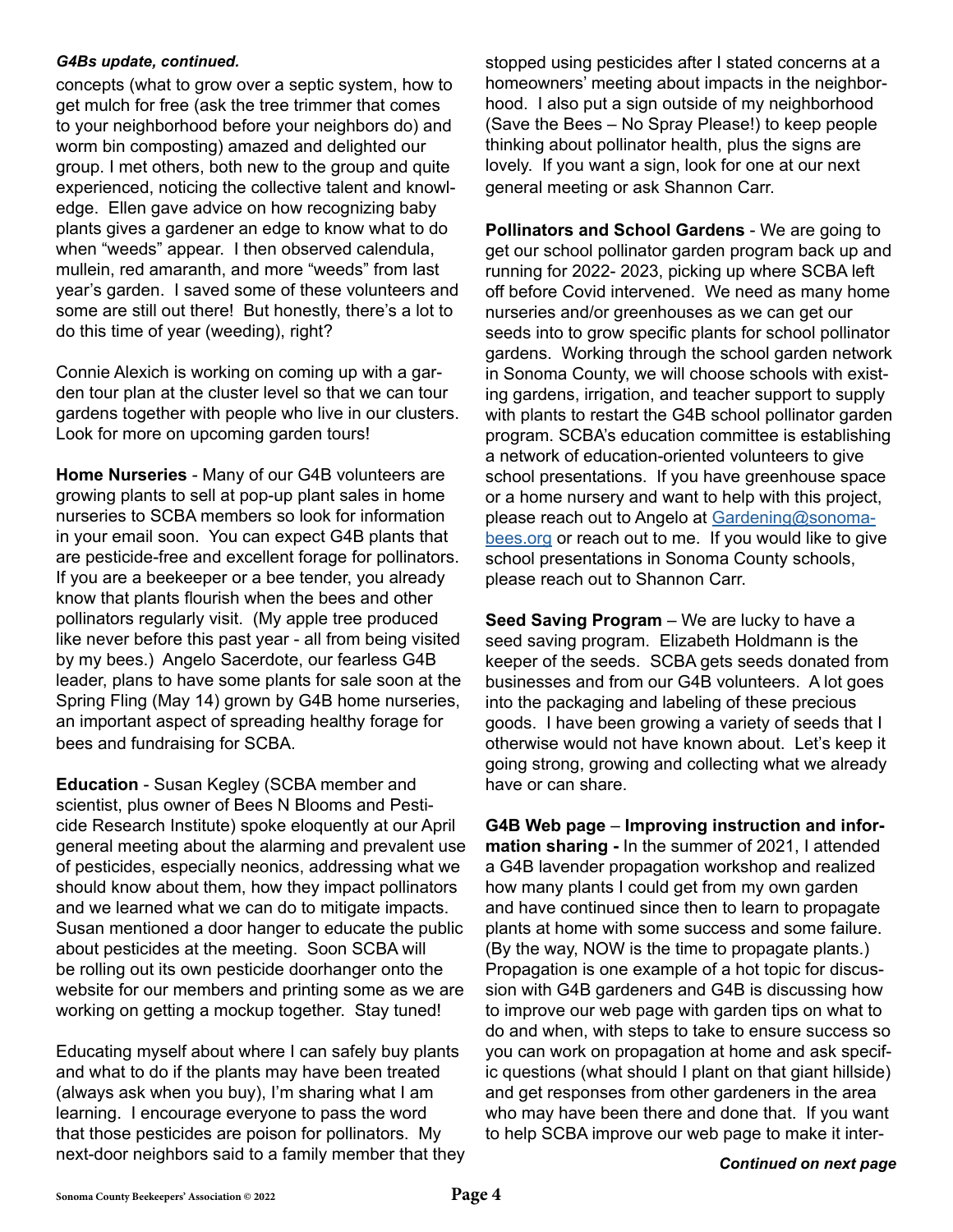*G4Bs update, continued.*

concepts (what to grow over a septic system, how to get mulch for free (ask the tree trimmer that comes to your neighborhood before your neighbors do) and worm bin composting) amazed and delighted our group. I met others, both new to the group and quite experienced, noticing the collective talent and knowledge. Ellen gave advice on how recognizing baby plants gives a gardener an edge to know what to do when "weeds" appear. I then observed calendula, mullein, red amaranth, and more "weeds" from last year's garden. I saved some of these volunteers and some are still out there! But honestly, there's a lot to do this time of year (weeding), right?

Connie Alexich is working on coming up with a garden tour plan at the cluster level so that we can tour gardens together with people who live in our clusters. Look for more on upcoming garden tours!

**Home Nurseries** - Many of our G4B volunteers are growing plants to sell at pop-up plant sales in home nurseries to SCBA members so look for information in your email soon. You can expect G4B plants that are pesticide-free and excellent forage for pollinators. If you are a beekeeper or a bee tender, you already know that plants flourish when the bees and other pollinators regularly visit. (My apple tree produced like never before this past year - all from being visited by my bees.) Angelo Sacerdote, our fearless G4B leader, plans to have some plants for sale soon at the Spring Fling (May 14) grown by G4B home nurseries, an important aspect of spreading healthy forage for bees and fundraising for SCBA.

**Education** - Susan Kegley (SCBA member and scientist, plus owner of Bees N Blooms and Pesticide Research Institute) spoke eloquently at our April general meeting about the alarming and prevalent use of pesticides, especially neonics, addressing what we should know about them, how they impact pollinators and we learned what we can do to mitigate impacts. Susan mentioned a door hanger to educate the public about pesticides at the meeting. Soon SCBA will be rolling out its own pesticide doorhanger onto the website for our members and printing some as we are working on getting a mockup together. Stay tuned!

Educating myself about where I can safely buy plants and what to do if the plants may have been treated (always ask when you buy), I'm sharing what I am learning. I encourage everyone to pass the word that those pesticides are poison for pollinators. My next-door neighbors said to a family member that they stopped using pesticides after I stated concerns at a homeowners' meeting about impacts in the neighborhood. I also put a sign outside of my neighborhood (Save the Bees – No Spray Please!) to keep people thinking about pollinator health, plus the signs are lovely. If you want a sign, look for one at our next general meeting or ask Shannon Carr.

**Pollinators and School Gardens** - We are going to get our school pollinator garden program back up and running for 2022- 2023, picking up where SCBA left off before Covid intervened. We need as many home nurseries and/or greenhouses as we can get our seeds into to grow specific plants for school pollinator gardens. Working through the school garden network in Sonoma County, we will choose schools with existing gardens, irrigation, and teacher support to supply with plants to restart the G4B school pollinator garden program. SCBA's education committee is establishing a network of education-oriented volunteers to give school presentations. If you have greenhouse space or a home nursery and want to help with this project, please reach out to Angelo at [Gardening@sonomabees.org](mailto:Gardening@sonomabees.org) or reach out to me. If you would like to give school presentations in Sonoma County schools, please reach out to Shannon Carr.

**Seed Saving Program** – We are lucky to have a seed saving program. Elizabeth Holdmann is the keeper of the seeds. SCBA gets seeds donated from businesses and from our G4B volunteers. A lot goes into the packaging and labeling of these precious goods. I have been growing a variety of seeds that I otherwise would not have known about. Let's keep it going strong, growing and collecting what we already have or can share.

**G4B Web page** – **Improving instruction and information sharing -** In the summer of 2021, I attended a G4B lavender propagation workshop and realized how many plants I could get from my own garden and have continued since then to learn to propagate plants at home with some success and some failure. (By the way, NOW is the time to propagate plants.) Propagation is one example of a hot topic for discussion with G4B gardeners and G4B is discussing how to improve our web page with garden tips on what to do and when, with steps to take to ensure success so you can work on propagation at home and ask specific questions (what should I plant on that giant hillside) and get responses from other gardeners in the area who may have been there and done that. If you want to help SCBA improve our web page to make it inter-

***Continued on next page***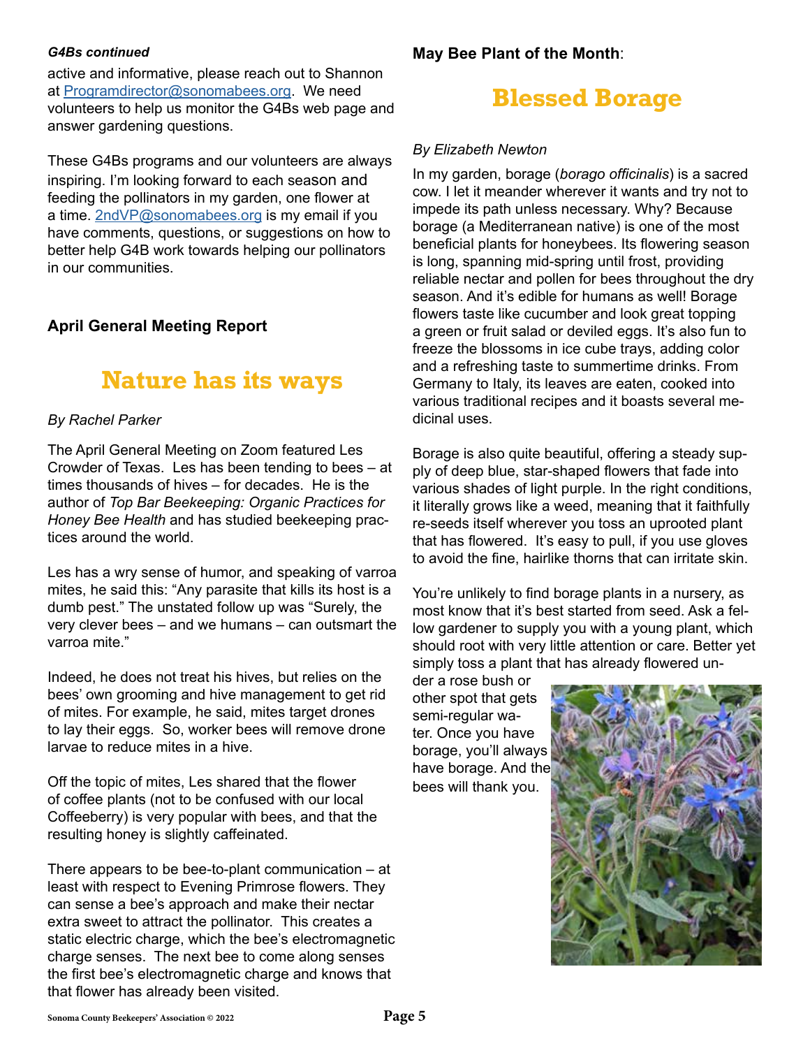*G4Bs continued*

active and informative, please reach out to Shannon at Programdirector@sonomabees.org. We need volunteers to help us monitor the G4Bs web page and answer gardening questions.

These G4Bs programs and our volunteers are always inspiring. I'm looking forward to each season and feeding the pollinators in my garden, one flower at a time. 2ndVP@sonomabees.org is my email if you have comments, questions, or suggestions on how to better help G4B work towards helping our pollinators in our communities.

**April General Meeting Report**

## Nature has its ways

*By Rachel Parker*

The April General Meeting on Zoom featured Les Crowder of Texas. Les has been tending to bees – at times thousands of hives – for decades. He is the author of *Top Bar Beekeeping: Organic Practices for Honey Bee Health* and has studied beekeeping practices around the world.

Les has a wry sense of humor, and speaking of varroa mites, he said this: "Any parasite that kills its host is a dumb pest." The unstated follow up was "Surely, the very clever bees – and we humans – can outsmart the varroa mite."

Indeed, he does not treat his hives, but relies on the bees' own grooming and hive management to get rid of mites. For example, he said, mites target drones to lay their eggs. So, worker bees will remove drone larvae to reduce mites in a hive.

Off the topic of mites, Les shared that the flower of coffee plants (not to be confused with our local Coffeeberry) is very popular with bees, and that the resulting honey is slightly caffeinated.

There appears to be bee-to-plant communication – at least with respect to Evening Primrose flowers. They can sense a bee's approach and make their nectar extra sweet to attract the pollinator. This creates a static electric charge, which the bee's electromagnetic charge senses. The next bee to come along senses the first bee's electromagnetic charge and knows that that flower has already been visited.

**May Bee Plant of the Month**:

## Blessed Borage

*By Elizabeth Newton*

In my garden, borage (*borago officinalis*) is a sacred cow. I let it meander wherever it wants and try not to impede its path unless necessary. Why? Because borage (a Mediterranean native) is one of the most beneficial plants for honeybees. Its flowering season is long, spanning mid-spring until frost, providing reliable nectar and pollen for bees throughout the dry season. And it's edible for humans as well! Borage flowers taste like cucumber and look great topping a green or fruit salad or deviled eggs. It's also fun to freeze the blossoms in ice cube trays, adding color and a refreshing taste to summertime drinks. From Germany to Italy, its leaves are eaten, cooked into various traditional recipes and it boasts several medicinal uses.

Borage is also quite beautiful, offering a steady supply of deep blue, star-shaped flowers that fade into various shades of light purple. In the right conditions, it literally grows like a weed, meaning that it faithfully re-seeds itself wherever you toss an uprooted plant that has flowered. It's easy to pull, if you use gloves to avoid the fine, hairlike thorns that can irritate skin.

You're unlikely to find borage plants in a nursery, as most know that it's best started from seed. Ask a fellow gardener to supply you with a young plant, which should root with very little attention or care. Better yet simply toss a plant that has already flowered under a rose bush or other spot that gets semi-regular water. Once you have borage, you'll always have borage. And the bees will thank you.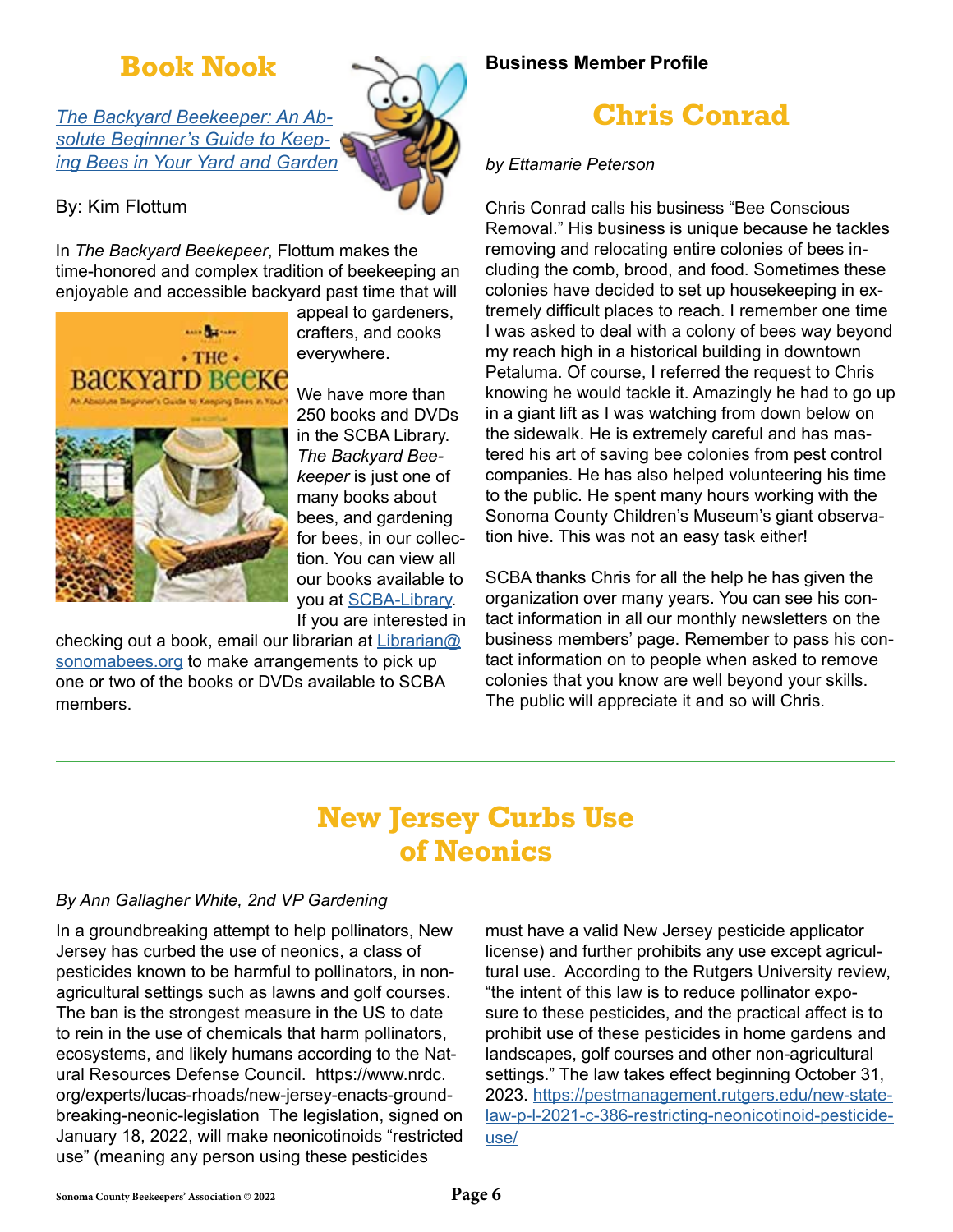## Book Nook

*[The Backyard Beekeeper: An Absolute Beginner's Guide to Keeping Bees in Your Yard and Garden](#)*

By: Kim Flottum

In *The Backyard Beekepeer*, Flottum makes the time-honored and complex tradition of beekeeping an enjoyable and accessible backyard past time that will appeal to gardeners, crafters, and cooks everywhere.

We have more than 250 books and DVDs in the SCBA Library. *The Backyard Beekeeper* is just one of many books about bees, and gardening for bees, in our collection. You can view all our books available to you at [SCBA-Library](#). If you are interested in checking out a book, email our librarian at [Librarian@sonomabees.org](mailto:Librarian@sonomabees.org) to make arrangements to pick up one or two of the books or DVDs available to SCBA members.

**Business Member Profile**

## Chris Conrad

*by Ettamarie Peterson*

Chris Conrad calls his business "Bee Conscious Removal." His business is unique because he tackles removing and relocating entire colonies of bees including the comb, brood, and food. Sometimes these colonies have decided to set up housekeeping in extremely difficult places to reach. I remember one time I was asked to deal with a colony of bees way beyond my reach high in a historical building in downtown Petaluma. Of course, I referred the request to Chris knowing he would tackle it. Amazingly he had to go up in a giant lift as I was watching from down below on the sidewalk. He is extremely careful and has mastered his art of saving bee colonies from pest control companies. He has also helped volunteering his time to the public. He spent many hours working with the Sonoma County Children's Museum's giant observation hive. This was not an easy task either!

SCBA thanks Chris for all the help he has given the organization over many years. You can see his contact information in all our monthly newsletters on the business members' page. Remember to pass his contact information on to people when asked to remove colonies that you know are well beyond your skills. The public will appreciate it and so will Chris.

---

## New Jersey Curbs Use of Neonics

*By Ann Gallagher White, 2nd VP Gardening*

In a groundbreaking attempt to help pollinators, New Jersey has curbed the use of neonics, a class of pesticides known to be harmful to pollinators, in non-agricultural settings such as lawns and golf courses. The ban is the strongest measure in the US to date to rein in the use of chemicals that harm pollinators, ecosystems, and likely humans according to the Natural Resources Defense Council. https://www.nrdc.org/experts/lucas-rhoads/new-jersey-enacts-groundbreaking-neonic-legislation The legislation, signed on January 18, 2022, will make neonicotinoids "restricted use" (meaning any person using these pesticides must have a valid New Jersey pesticide applicator license) and further prohibits any use except agricultural use. According to the Rutgers University review, "the intent of this law is to reduce pollinator exposure to these pesticides, and the practical affect is to prohibit use of these pesticides in home gardens and landscapes, golf courses and other non-agricultural settings." The law takes effect beginning October 31, 2023. [https://pestmanagement.rutgers.edu/new-state-law-p-l-2021-c-386-restricting-neonicotinoid-pesticide-use/](https://pestmanagement.rutgers.edu/new-state-law-p-l-2021-c-386-restricting-neonicotinoid-pesticide-use/)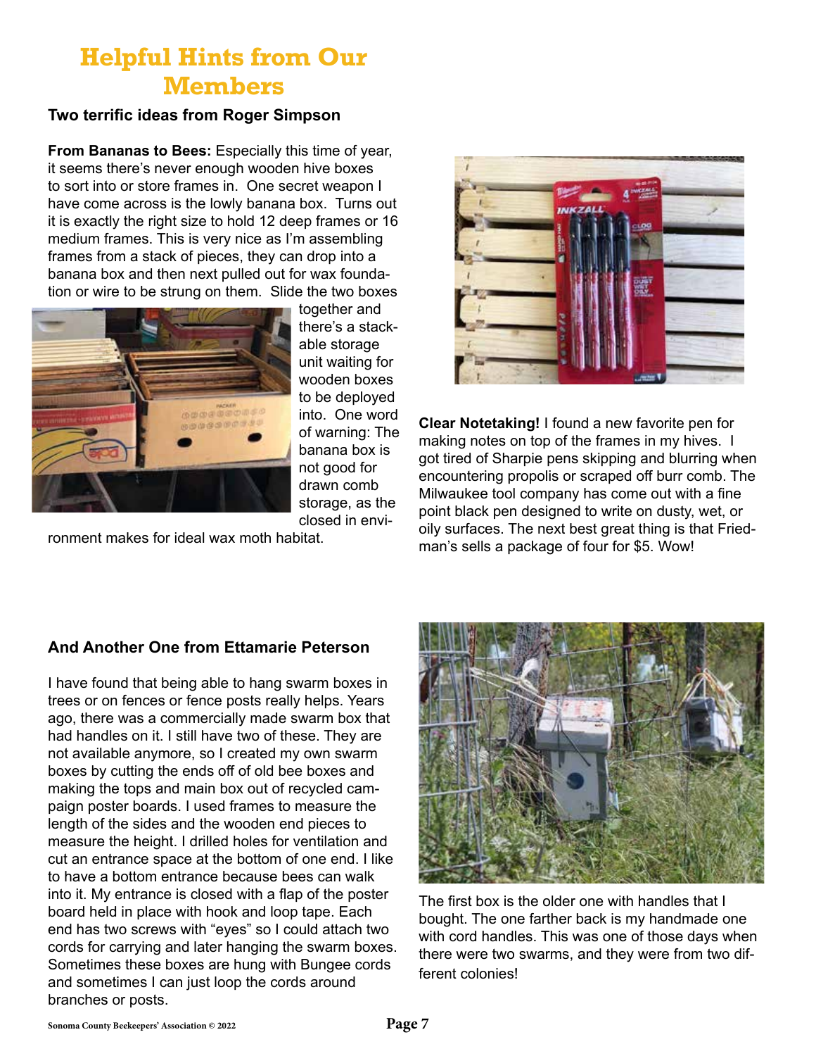# Helpful Hints from Our Members

### Two terrific ideas from Roger Simpson

**From Bananas to Bees:** Especially this time of year, it seems there's never enough wooden hive boxes to sort into or store frames in. One secret weapon I have come across is the lowly banana box. Turns out it is exactly the right size to hold 12 deep frames or 16 medium frames. This is very nice as I'm assembling frames from a stack of pieces, they can drop into a banana box and then next pulled out for wax foundation or wire to be strung on them. Slide the two boxes together and there's a stackable storage unit waiting for wooden boxes to be deployed into. One word of warning: The banana box is not good for drawn comb storage, as the closed in environment makes for ideal wax moth habitat.

**Clear Notetaking!** I found a new favorite pen for making notes on top of the frames in my hives. I got tired of Sharpie pens skipping and blurring when encountering propolis or scraped off burr comb. The Milwaukee tool company has come out with a fine point black pen designed to write on dusty, wet, or oily surfaces. The next best great thing is that Friedman's sells a package of four for $5. Wow!

### And Another One from Ettamarie Peterson

I have found that being able to hang swarm boxes in trees or on fences or fence posts really helps. Years ago, there was a commercially made swarm box that had handles on it. I still have two of these. They are not available anymore, so I created my own swarm boxes by cutting the ends off of old bee boxes and making the tops and main box out of recycled campaign poster boards. I used frames to measure the length of the sides and the wooden end pieces to measure the height. I drilled holes for ventilation and cut an entrance space at the bottom of one end. I like to have a bottom entrance because bees can walk into it. My entrance is closed with a flap of the poster board held in place with hook and loop tape. Each end has two screws with "eyes" so I could attach two cords for carrying and later hanging the swarm boxes. Sometimes these boxes are hung with Bungee cords and sometimes I can just loop the cords around branches or posts.

The first box is the older one with handles that I bought. The one farther back is my handmade one with cord handles. This was one of those days when there were two swarms, and they were from two different colonies!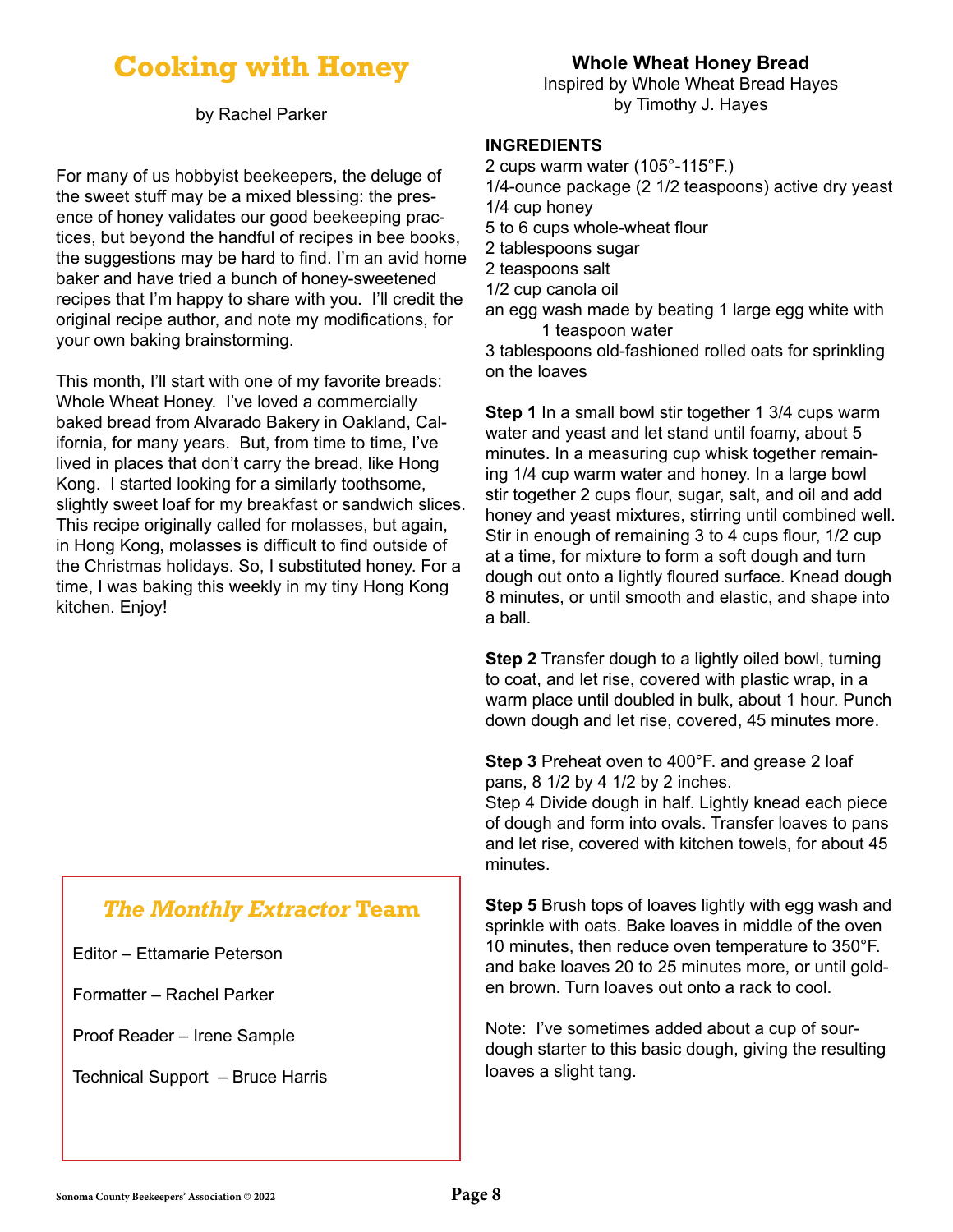# Cooking with Honey

by Rachel Parker

For many of us hobbyist beekeepers, the deluge of the sweet stuff may be a mixed blessing: the presence of honey validates our good beekeeping practices, but beyond the handful of recipes in bee books, the suggestions may be hard to find. I'm an avid home baker and have tried a bunch of honey-sweetened recipes that I'm happy to share with you. I'll credit the original recipe author, and note my modifications, for your own baking brainstorming.

This month, I'll start with one of my favorite breads: Whole Wheat Honey. I've loved a commercially baked bread from Alvarado Bakery in Oakland, California, for many years. But, from time to time, I've lived in places that don't carry the bread, like Hong Kong. I started looking for a similarly toothsome, slightly sweet loaf for my breakfast or sandwich slices. This recipe originally called for molasses, but again, in Hong Kong, molasses is difficult to find outside of the Christmas holidays. So, I substituted honey. For a time, I was baking this weekly in my tiny Hong Kong kitchen. Enjoy!

## Whole Wheat Honey Bread

Inspired by Whole Wheat Bread Hayes
by Timothy J. Hayes

**INGREDIENTS**

2 cups warm water (105°-115°F.)
1/4-ounce package (2 1/2 teaspoons) active dry yeast
1/4 cup honey
5 to 6 cups whole-wheat flour
2 tablespoons sugar
2 teaspoons salt
1/2 cup canola oil
an egg wash made by beating 1 large egg white with 1 teaspoon water
3 tablespoons old-fashioned rolled oats for sprinkling on the loaves

**Step 1** In a small bowl stir together 1 3/4 cups warm water and yeast and let stand until foamy, about 5 minutes. In a measuring cup whisk together remaining 1/4 cup warm water and honey. In a large bowl stir together 2 cups flour, sugar, salt, and oil and add honey and yeast mixtures, stirring until combined well. Stir in enough of remaining 3 to 4 cups flour, 1/2 cup at a time, for mixture to form a soft dough and turn dough out onto a lightly floured surface. Knead dough 8 minutes, or until smooth and elastic, and shape into a ball.

**Step 2** Transfer dough to a lightly oiled bowl, turning to coat, and let rise, covered with plastic wrap, in a warm place until doubled in bulk, about 1 hour. Punch down dough and let rise, covered, 45 minutes more.

**Step 3** Preheat oven to 400°F. and grease 2 loaf pans, 8 1/2 by 4 1/2 by 2 inches.
Step 4 Divide dough in half. Lightly knead each piece of dough and form into ovals. Transfer loaves to pans and let rise, covered with kitchen towels, for about 45 minutes.

**Step 5** Brush tops of loaves lightly with egg wash and sprinkle with oats. Bake loaves in middle of the oven 10 minutes, then reduce oven temperature to 350°F. and bake loaves 20 to 25 minutes more, or until golden brown. Turn loaves out onto a rack to cool.

Note: I've sometimes added about a cup of sourdough starter to this basic dough, giving the resulting loaves a slight tang.

## *The Monthly Extractor* Team

Editor – Ettamarie Peterson

Formatter – Rachel Parker

Proof Reader – Irene Sample

Technical Support – Bruce Harris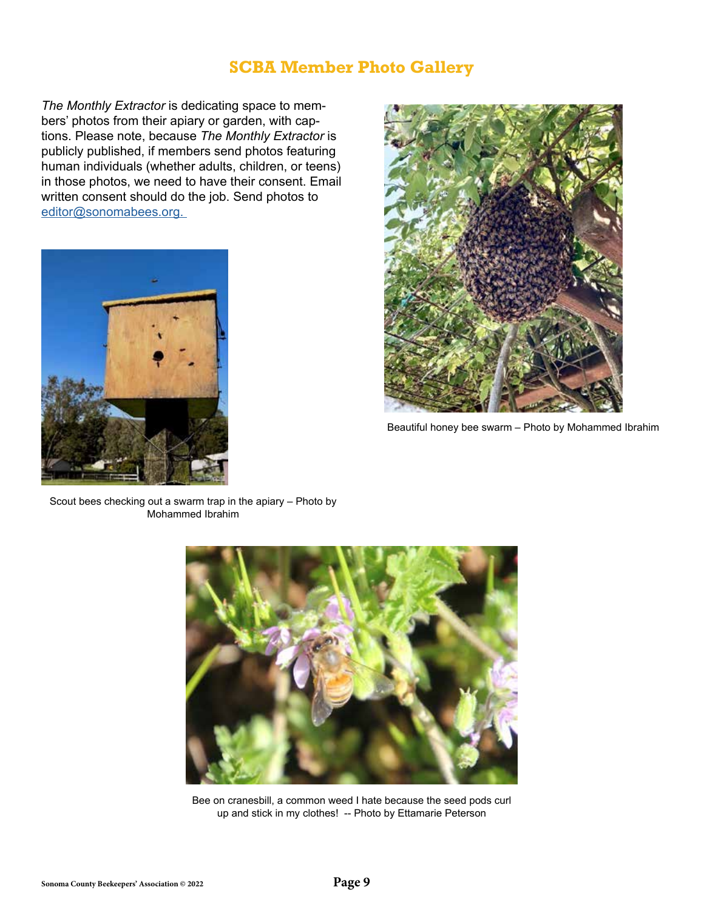## SCBA Member Photo Gallery

*The Monthly Extractor* is dedicating space to members' photos from their apiary or garden, with captions. Please note, because *The Monthly Extractor* is publicly published, if members send photos featuring human individuals (whether adults, children, or teens) in those photos, we need to have their consent. Email written consent should do the job. Send photos to [editor@sonomabees.org.](mailto:editor@sonomabees.org)

Beautiful honey bee swarm – Photo by Mohammed Ibrahim

Scout bees checking out a swarm trap in the apiary – Photo by Mohammed Ibrahim

Bee on cranesbill, a common weed I hate because the seed pods curl up and stick in my clothes! -- Photo by Ettamarie Peterson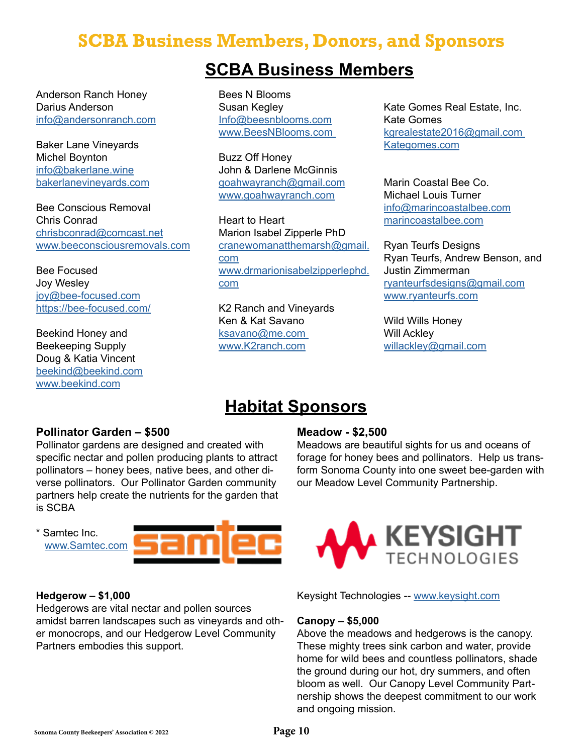# SCBA Business Members, Donors, and Sponsors

## SCBA Business Members

Anderson Ranch Honey
Darius Anderson
info@andersonranch.com

Baker Lane Vineyards
Michel Boynton
info@bakerlane.wine
bakerlanevineyards.com

Bee Conscious Removal
Chris Conrad
chrisbconrad@comcast.net
www.beeconsciousremovals.com

Bee Focused
Joy Wesley
joy@bee-focused.com
https://bee-focused.com/

Beekind Honey and Beekeeping Supply
Doug & Katia Vincent
beekind@beekind.com
www.beekind.com

Bees N Blooms
Susan Kegley
Info@beesnblooms.com
www.BeesNBlooms.com

Buzz Off Honey
John & Darlene McGinnis
goahwayranch@gmail.com
www.goahwayranch.com

Heart to Heart
Marion Isabel Zipperle PhD
cranewomanatthemarsh@gmail.com
www.drmarionisabelzipperlephd.com

K2 Ranch and Vineyards
Ken & Kat Savano
ksavano@me.com
www.K2ranch.com

Kate Gomes Real Estate, Inc.
Kate Gomes
kgrealestate2016@gmail.com
Kategomes.com

Marin Coastal Bee Co.
Michael Louis Turner
info@marincoastalbee.com
marincoastalbee.com

Ryan Teurfs Designs
Ryan Teurfs, Andrew Benson, and Justin Zimmerman
ryanteurfsdesigns@gmail.com
www.ryanteurfs.com

Wild Wills Honey
Will Ackley
willackley@gmail.com

## Habitat Sponsors

**Pollinator Garden – $500**
Pollinator gardens are designed and created with specific nectar and pollen producing plants to attract pollinators – honey bees, native bees, and other diverse pollinators. Our Pollinator Garden community partners help create the nutrients for the garden that is SCBA

* Samtec Inc.
  www.Samtec.com

**Hedgerow – $1,000**
Hedgerows are vital nectar and pollen sources amidst barren landscapes such as vineyards and other monocrops, and our Hedgerow Level Community Partners embodies this support.

**Meadow - $2,500**
Meadows are beautiful sights for us and oceans of forage for honey bees and pollinators. Help us transform Sonoma County into one sweet bee-garden with our Meadow Level Community Partnership.

Keysight Technologies -- www.keysight.com

**Canopy – $5,000**
Above the meadows and hedgerows is the canopy. These mighty trees sink carbon and water, provide home for wild bees and countless pollinators, shade the ground during our hot, dry summers, and often bloom as well. Our Canopy Level Community Partnership shows the deepest commitment to our work and ongoing mission.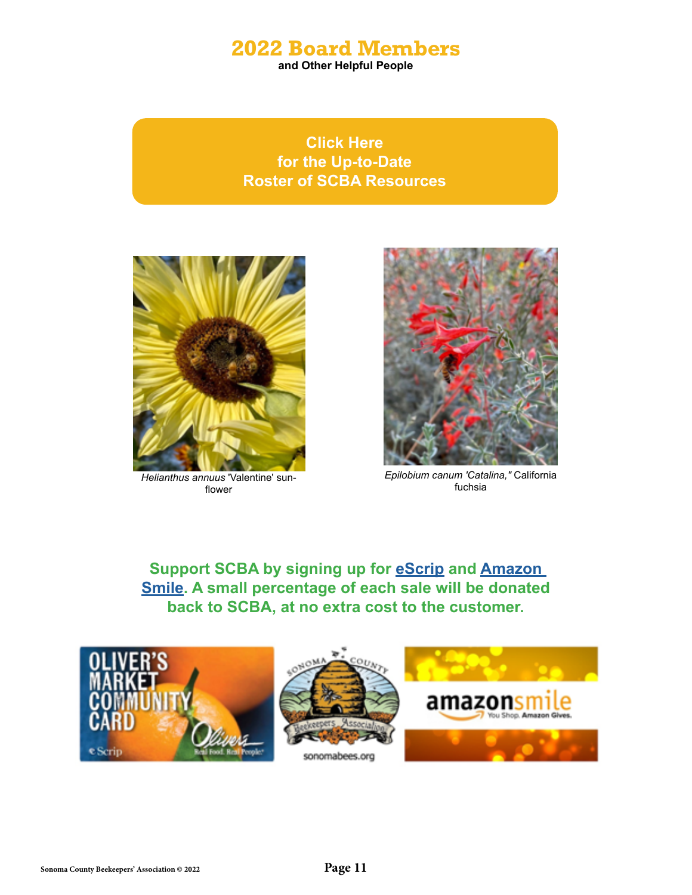# 2022 Board Members

**and Other Helpful People**

**Click Here for the Up-to-Date Roster of SCBA Resources**

*Helianthus annuus* 'Valentine' sunflower

*Epilobium canum 'Catalina,"* California fuchsia

**Support SCBA by signing up for [eScrip] and [Amazon Smile]. A small percentage of each sale will be donated back to SCBA, at no extra cost to the customer.**

Sonoma County Beekeepers' Association © 2022